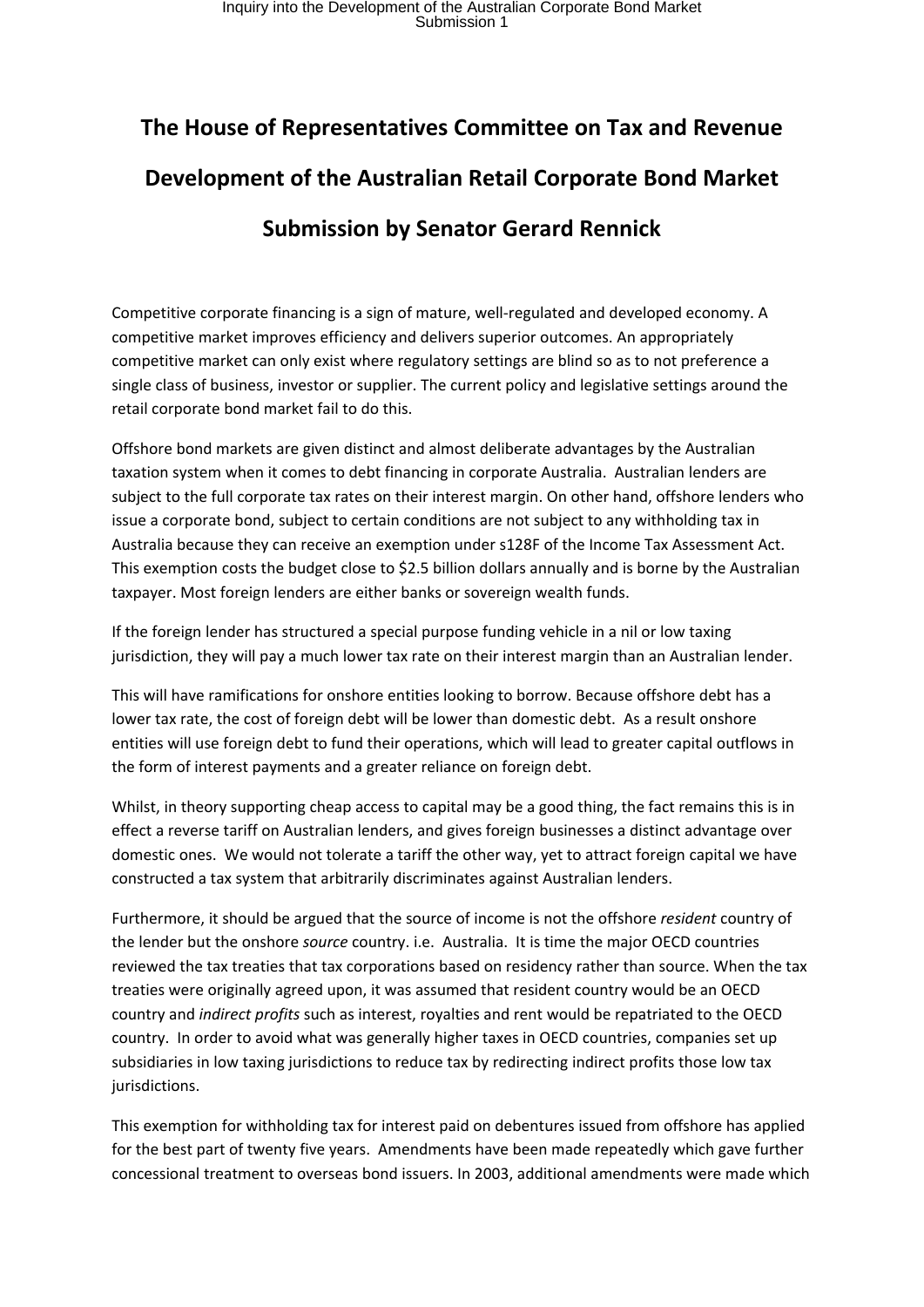# The House of Representatives Committee on Tax and Revenue

## Development of the Australian Retail Corporate Bond Market

## Submission by Senator Gerard Rennick

Competitive corporate financing is a sign of mature, well-regulated and developed economy. A competitive market improves efficiency and delivers superior outcomes. An appropriately competitive market can only exist where regulatory settings are blind so as to not preference a single class of business, investor or supplier. The current policy and legislative settings around the retail corporate bond market fail to do this.

Offshore bond markets are given distinct and almost deliberate advantages by the Australian taxation system when it comes to debt financing in corporate Australia. Australian lenders are subject to the full corporate tax rates on their interest margin. On other hand, offshore lenders who issue a corporate bond, subject to certain conditions are not subject to any withholding tax in Australia because they can receive an exemption under s128F of the Income Tax Assessment Act. This exemption costs the budget close to $2.5 billion dollars annually and is borne by the Australian taxpayer. Most foreign lenders are either banks or sovereign wealth funds.

If the foreign lender has structured a special purpose funding vehicle in a nil or low taxing jurisdiction, they will pay a much lower tax rate on their interest margin than an Australian lender.

This will have ramifications for onshore entities looking to borrow. Because offshore debt has a lower tax rate, the cost of foreign debt will be lower than domestic debt. As a result onshore entities will use foreign debt to fund their operations, which will lead to greater capital outflows in the form of interest payments and a greater reliance on foreign debt.

Whilst, in theory supporting cheap access to capital may be a good thing, the fact remains this is in effect a reverse tariff on Australian lenders, and gives foreign businesses a distinct advantage over domestic ones. We would not tolerate a tariff the other way, yet to attract foreign capital we have constructed a tax system that arbitrarily discriminates against Australian lenders.

Furthermore, it should be argued that the source of income is not the offshore *resident* country of the lender but the onshore *source* country. i.e. Australia. It is time the major OECD countries reviewed the tax treaties that tax corporations based on residency rather than source. When the tax treaties were originally agreed upon, it was assumed that resident country would be an OECD country and *indirect profits* such as interest, royalties and rent would be repatriated to the OECD country. In order to avoid what was generally higher taxes in OECD countries, companies set up subsidiaries in low taxing jurisdictions to reduce tax by redirecting indirect profits those low tax jurisdictions.

This exemption for withholding tax for interest paid on debentures issued from offshore has applied for the best part of twenty five years. Amendments have been made repeatedly which gave further concessional treatment to overseas bond issuers. In 2003, additional amendments were made which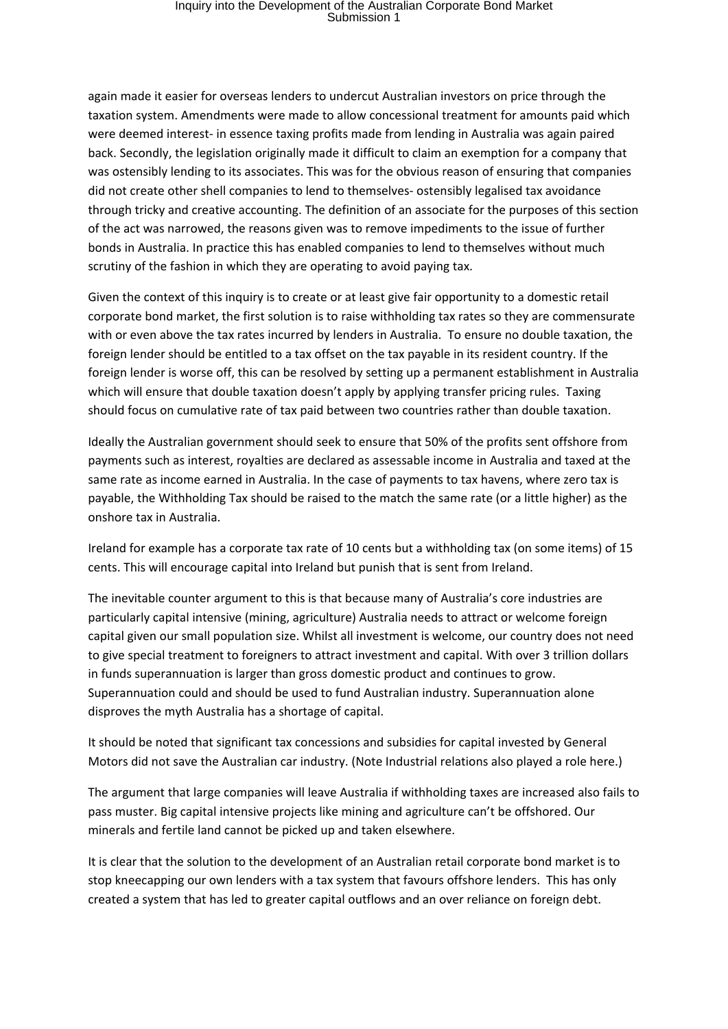again made it easier for overseas lenders to undercut Australian investors on price through the taxation system. Amendments were made to allow concessional treatment for amounts paid which were deemed interest- in essence taxing profits made from lending in Australia was again paired back. Secondly, the legislation originally made it difficult to claim an exemption for a company that was ostensibly lending to its associates. This was for the obvious reason of ensuring that companies did not create other shell companies to lend to themselves- ostensibly legalised tax avoidance through tricky and creative accounting. The definition of an associate for the purposes of this section of the act was narrowed, the reasons given was to remove impediments to the issue of further bonds in Australia. In practice this has enabled companies to lend to themselves without much scrutiny of the fashion in which they are operating to avoid paying tax.

Given the context of this inquiry is to create or at least give fair opportunity to a domestic retail corporate bond market, the first solution is to raise withholding tax rates so they are commensurate with or even above the tax rates incurred by lenders in Australia. To ensure no double taxation, the foreign lender should be entitled to a tax offset on the tax payable in its resident country. If the foreign lender is worse off, this can be resolved by setting up a permanent establishment in Australia which will ensure that double taxation doesn't apply by applying transfer pricing rules. Taxing should focus on cumulative rate of tax paid between two countries rather than double taxation.

Ideally the Australian government should seek to ensure that 50% of the profits sent offshore from payments such as interest, royalties are declared as assessable income in Australia and taxed at the same rate as income earned in Australia. In the case of payments to tax havens, where zero tax is payable, the Withholding Tax should be raised to the match the same rate (or a little higher) as the onshore tax in Australia.

Ireland for example has a corporate tax rate of 10 cents but a withholding tax (on some items) of 15 cents. This will encourage capital into Ireland but punish that is sent from Ireland.

The inevitable counter argument to this is that because many of Australia's core industries are particularly capital intensive (mining, agriculture) Australia needs to attract or welcome foreign capital given our small population size. Whilst all investment is welcome, our country does not need to give special treatment to foreigners to attract investment and capital. With over 3 trillion dollars in funds superannuation is larger than gross domestic product and continues to grow. Superannuation could and should be used to fund Australian industry. Superannuation alone disproves the myth Australia has a shortage of capital.

It should be noted that significant tax concessions and subsidies for capital invested by General Motors did not save the Australian car industry. (Note Industrial relations also played a role here.)

The argument that large companies will leave Australia if withholding taxes are increased also fails to pass muster. Big capital intensive projects like mining and agriculture can't be offshored. Our minerals and fertile land cannot be picked up and taken elsewhere.

It is clear that the solution to the development of an Australian retail corporate bond market is to stop kneecapping our own lenders with a tax system that favours offshore lenders. This has only created a system that has led to greater capital outflows and an over reliance on foreign debt.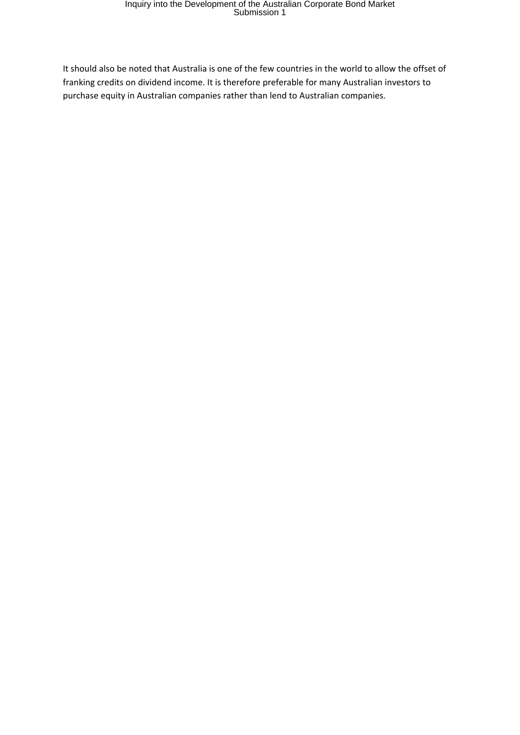It should also be noted that Australia is one of the few countries in the world to allow the offset of franking credits on dividend income. It is therefore preferable for many Australian investors to purchase equity in Australian companies rather than lend to Australian companies.